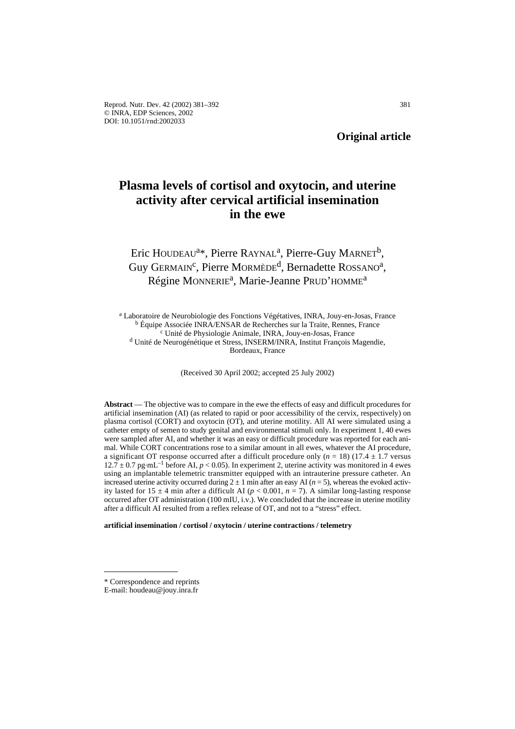**Original article**

# Plasma levels of cortisol and oxytocin, and uterine activity after cervical artificial insemination in the ewe

Eric HOUDEAU[a]*, Pierre RAYNAL[a], Pierre-Guy MARNET[b], Guy GERMAIN[c], Pierre MORMÈDE[d], Bernadette ROSSANO[a], Régine MONNERIE[a], Marie-Jeanne PRUD'HOMME[a]

[a] Laboratoire de Neurobiologie des Fonctions Végétatives, INRA, Jouy-en-Josas, France
[b] Équipe Associée INRA/ENSAR de Recherches sur la Traite, Rennes, France
[c] Unité de Physiologie Animale, INRA, Jouy-en-Josas, France
[d] Unité de Neurogénétique et Stress, INSERM/INRA, Institut François Magendie, Bordeaux, France

(Received 30 April 2002; accepted 25 July 2002)

**Abstract** — The objective was to compare in the ewe the effects of easy and difficult procedures for artificial insemination (AI) (as related to rapid or poor accessibility of the cervix, respectively) on plasma cortisol (CORT) and oxytocin (OT), and uterine motility. All AI were simulated using a catheter empty of semen to study genital and environmental stimuli only. In experiment 1, 40 ewes were sampled after AI, and whether it was an easy or difficult procedure was reported for each animal. While CORT concentrations rose to a similar amount in all ewes, whatever the AI procedure, a significant OT response occurred after a difficult procedure only ($n = 18$) ($17.4 \pm 1.7$ versus $12.7 \pm 0.7$ pg·mL$^{-1}$ before AI, $p < 0.05$). In experiment 2, uterine activity was monitored in 4 ewes using an implantable telemetric transmitter equipped with an intrauterine pressure catheter. An increased uterine activity occurred during $2 \pm 1$ min after an easy AI ($n = 5$), whereas the evoked activity lasted for $15 \pm 4$ min after a difficult AI ($p < 0.001$, $n = 7$). A similar long-lasting response occurred after OT administration (100 mIU, i.v.). We concluded that the increase in uterine motility after a difficult AI resulted from a reflex release of OT, and not to a "stress" effect.

**artificial insemination / cortisol / oxytocin / uterine contractions / telemetry**

* Correspondence and reprints
E-mail: houdeau@jouy.inra.fr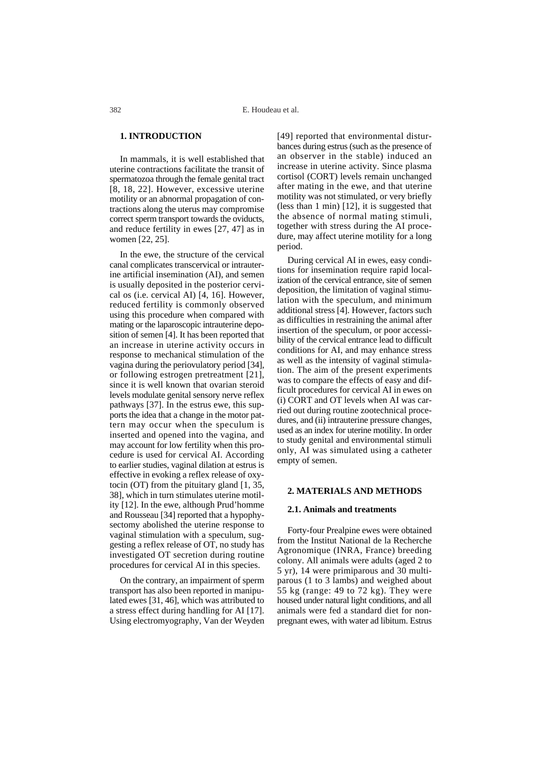## 1. INTRODUCTION

In mammals, it is well established that uterine contractions facilitate the transit of spermatozoa through the female genital tract [8, 18, 22]. However, excessive uterine motility or an abnormal propagation of contractions along the uterus may compromise correct sperm transport towards the oviducts, and reduce fertility in ewes [27, 47] as in women [22, 25].

In the ewe, the structure of the cervical canal complicates transcervical or intrauterine artificial insemination (AI), and semen is usually deposited in the posterior cervical os (i.e. cervical AI) [4, 16]. However, reduced fertility is commonly observed using this procedure when compared with mating or the laparoscopic intrauterine deposition of semen [4]. It has been reported that an increase in uterine activity occurs in response to mechanical stimulation of the vagina during the periovulatory period [34], or following estrogen pretreatment [21], since it is well known that ovarian steroid levels modulate genital sensory nerve reflex pathways [37]. In the estrus ewe, this supports the idea that a change in the motor pattern may occur when the speculum is inserted and opened into the vagina, and may account for low fertility when this procedure is used for cervical AI. According to earlier studies, vaginal dilation at estrus is effective in evoking a reflex release of oxytocin (OT) from the pituitary gland [1, 35, 38], which in turn stimulates uterine motility [12]. In the ewe, although Prud'homme and Rousseau [34] reported that a hypophysectomy abolished the uterine response to vaginal stimulation with a speculum, suggesting a reflex release of OT, no study has investigated OT secretion during routine procedures for cervical AI in this species.

On the contrary, an impairment of sperm transport has also been reported in manipulated ewes [31, 46], which was attributed to a stress effect during handling for AI [17]. Using electromyography, Van der Weyden [49] reported that environmental disturbances during estrus (such as the presence of an observer in the stable) induced an increase in uterine activity. Since plasma cortisol (CORT) levels remain unchanged after mating in the ewe, and that uterine motility was not stimulated, or very briefly (less than 1 min) [12], it is suggested that the absence of normal mating stimuli, together with stress during the AI procedure, may affect uterine motility for a long period.

During cervical AI in ewes, easy conditions for insemination require rapid localization of the cervical entrance, site of semen deposition, the limitation of vaginal stimulation with the speculum, and minimum additional stress [4]. However, factors such as difficulties in restraining the animal after insertion of the speculum, or poor accessibility of the cervical entrance lead to difficult conditions for AI, and may enhance stress as well as the intensity of vaginal stimulation. The aim of the present experiments was to compare the effects of easy and difficult procedures for cervical AI in ewes on (i) CORT and OT levels when AI was carried out during routine zootechnical procedures, and (ii) intrauterine pressure changes, used as an index for uterine motility. In order to study genital and environmental stimuli only, AI was simulated using a catheter empty of semen.

## 2. MATERIALS AND METHODS

### 2.1. Animals and treatments

Forty-four Prealpine ewes were obtained from the Institut National de la Recherche Agronomique (INRA, France) breeding colony. All animals were adults (aged 2 to 5 yr), 14 were primiparous and 30 multiparous (1 to 3 lambs) and weighed about 55 kg (range: 49 to 72 kg). They were housed under natural light conditions, and all animals were fed a standard diet for non-pregnant ewes, with water ad libitum. Estrus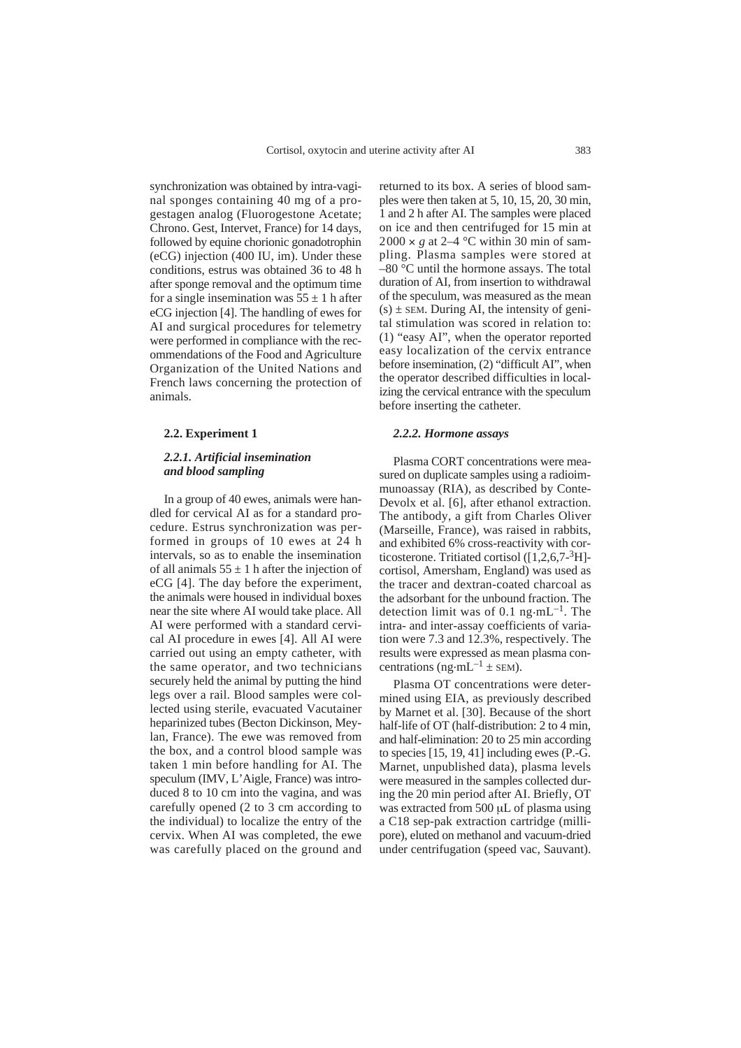synchronization was obtained by intra-vaginal sponges containing 40 mg of a progestagen analog (Fluorogestone Acetate; Chrono. Gest, Intervet, France) for 14 days, followed by equine chorionic gonadotrophin (eCG) injection (400 IU, im). Under these conditions, estrus was obtained 36 to 48 h after sponge removal and the optimum time for a single insemination was 55 ± 1 h after eCG injection [4]. The handling of ewes for AI and surgical procedures for telemetry were performed in compliance with the recommendations of the Food and Agriculture Organization of the United Nations and French laws concerning the protection of animals.

### 2.2. Experiment 1

#### *2.2.1. Artificial insemination and blood sampling*

In a group of 40 ewes, animals were handled for cervical AI as for a standard procedure. Estrus synchronization was performed in groups of 10 ewes at 24 h intervals, so as to enable the insemination of all animals 55 ± 1 h after the injection of eCG [4]. The day before the experiment, the animals were housed in individual boxes near the site where AI would take place. All AI were performed with a standard cervical AI procedure in ewes [4]. All AI were carried out using an empty catheter, with the same operator, and two technicians securely held the animal by putting the hind legs over a rail. Blood samples were collected using sterile, evacuated Vacutainer heparinized tubes (Becton Dickinson, Meylan, France). The ewe was removed from the box, and a control blood sample was taken 1 min before handling for AI. The speculum (IMV, L'Aigle, France) was introduced 8 to 10 cm into the vagina, and was carefully opened (2 to 3 cm according to the individual) to localize the entry of the cervix. When AI was completed, the ewe was carefully placed on the ground and returned to its box. A series of blood samples were then taken at 5, 10, 15, 20, 30 min, 1 and 2 h after AI. The samples were placed on ice and then centrifuged for 15 min at 2000 × *g* at 2–4 °C within 30 min of sampling. Plasma samples were stored at –80 °C until the hormone assays. The total duration of AI, from insertion to withdrawal of the speculum, was measured as the mean (s) ± SEM. During AI, the intensity of genital stimulation was scored in relation to: (1) "easy AI", when the operator reported easy localization of the cervix entrance before insemination, (2) "difficult AI", when the operator described difficulties in localizing the cervical entrance with the speculum before inserting the catheter.

#### *2.2.2. Hormone assays*

Plasma CORT concentrations were measured on duplicate samples using a radioimmunoassay (RIA), as described by Conte-Devolx et al. [6], after ethanol extraction. The antibody, a gift from Charles Oliver (Marseille, France), was raised in rabbits, and exhibited 6% cross-reactivity with corticosterone. Tritiated cortisol ([1,2,6,7-$^{3}$H]-cortisol, Amersham, England) was used as the tracer and dextran-coated charcoal as the adsorbant for the unbound fraction. The detection limit was of 0.1 ng·mL$^{-1}$. The intra- and inter-assay coefficients of variation were 7.3 and 12.3%, respectively. The results were expressed as mean plasma concentrations (ng·mL$^{-1}$ ± SEM).

Plasma OT concentrations were determined using EIA, as previously described by Marnet et al. [30]. Because of the short half-life of OT (half-distribution: 2 to 4 min, and half-elimination: 20 to 25 min according to species [15, 19, 41] including ewes (P.-G. Marnet, unpublished data), plasma levels were measured in the samples collected during the 20 min period after AI. Briefly, OT was extracted from 500 μL of plasma using a C18 sep-pak extraction cartridge (millipore), eluted on methanol and vacuum-dried under centrifugation (speed vac, Sauvant).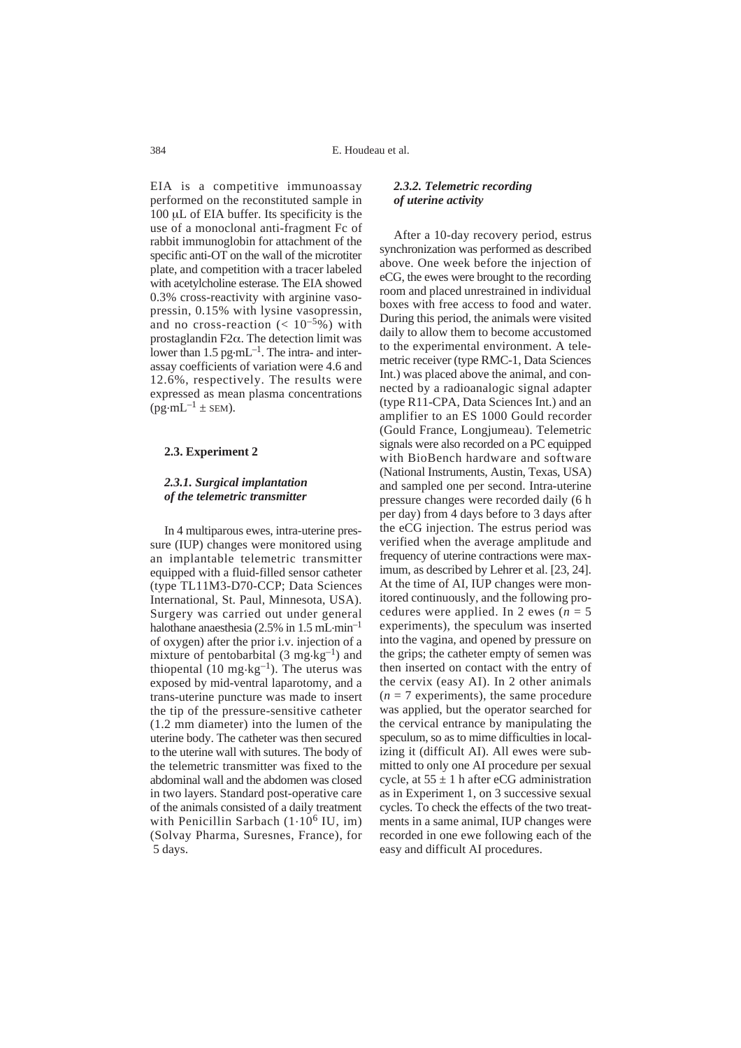EIA is a competitive immunoassay performed on the reconstituted sample in 100 μL of EIA buffer. Its specificity is the use of a monoclonal anti-fragment Fc of rabbit immunoglobin for attachment of the specific anti-OT on the wall of the microtiter plate, and competition with a tracer labeled with acetylcholine esterase. The EIA showed 0.3% cross-reactivity with arginine vasopressin, 0.15% with lysine vasopressin, and no cross-reaction ($< 10^{-5}$%) with prostaglandin F2α. The detection limit was lower than 1.5 $pg \cdot mL^{-1}$. The intra- and inter-assay coefficients of variation were 4.6 and 12.6%, respectively. The results were expressed as mean plasma concentrations ($pg \cdot mL^{-1} \pm$ SEM).

## 2.3. Experiment 2

### *2.3.1. Surgical implantation of the telemetric transmitter*

In 4 multiparous ewes, intra-uterine pressure (IUP) changes were monitored using an implantable telemetric transmitter equipped with a fluid-filled sensor catheter (type TL11M3-D70-CCP; Data Sciences International, St. Paul, Minnesota, USA). Surgery was carried out under general halothane anaesthesia (2.5% in 1.5 $mL \cdot min^{-1}$ of oxygen) after the prior i.v. injection of a mixture of pentobarbital (3 $mg \cdot kg^{-1}$) and thiopental (10 $mg \cdot kg^{-1}$). The uterus was exposed by mid-ventral laparotomy, and a trans-uterine puncture was made to insert the tip of the pressure-sensitive catheter (1.2 mm diameter) into the lumen of the uterine body. The catheter was then secured to the uterine wall with sutures. The body of the telemetric transmitter was fixed to the abdominal wall and the abdomen was closed in two layers. Standard post-operative care of the animals consisted of a daily treatment with Penicillin Sarbach ($1 \cdot 10^6$ IU, im) (Solvay Pharma, Suresnes, France), for 5 days.

### *2.3.2. Telemetric recording of uterine activity*

After a 10-day recovery period, estrus synchronization was performed as described above. One week before the injection of eCG, the ewes were brought to the recording room and placed unrestrained in individual boxes with free access to food and water. During this period, the animals were visited daily to allow them to become accustomed to the experimental environment. A telemetric receiver (type RMC-1, Data Sciences Int.) was placed above the animal, and connected by a radioanalogic signal adapter (type R11-CPA, Data Sciences Int.) and an amplifier to an ES 1000 Gould recorder (Gould France, Longjumeau). Telemetric signals were also recorded on a PC equipped with BioBench hardware and software (National Instruments, Austin, Texas, USA) and sampled one per second. Intra-uterine pressure changes were recorded daily (6 h per day) from 4 days before to 3 days after the eCG injection. The estrus period was verified when the average amplitude and frequency of uterine contractions were maximum, as described by Lehrer et al. [23, 24]. At the time of AI, IUP changes were monitored continuously, and the following procedures were applied. In 2 ewes ($n = 5$ experiments), the speculum was inserted into the vagina, and opened by pressure on the grips; the catheter empty of semen was then inserted on contact with the entry of the cervix (easy AI). In 2 other animals ($n = 7$ experiments), the same procedure was applied, but the operator searched for the cervical entrance by manipulating the speculum, so as to mime difficulties in localizing it (difficult AI). All ewes were submitted to only one AI procedure per sexual cycle, at $55 \pm 1$ h after eCG administration as in Experiment 1, on 3 successive sexual cycles. To check the effects of the two treatments in a same animal, IUP changes were recorded in one ewe following each of the easy and difficult AI procedures.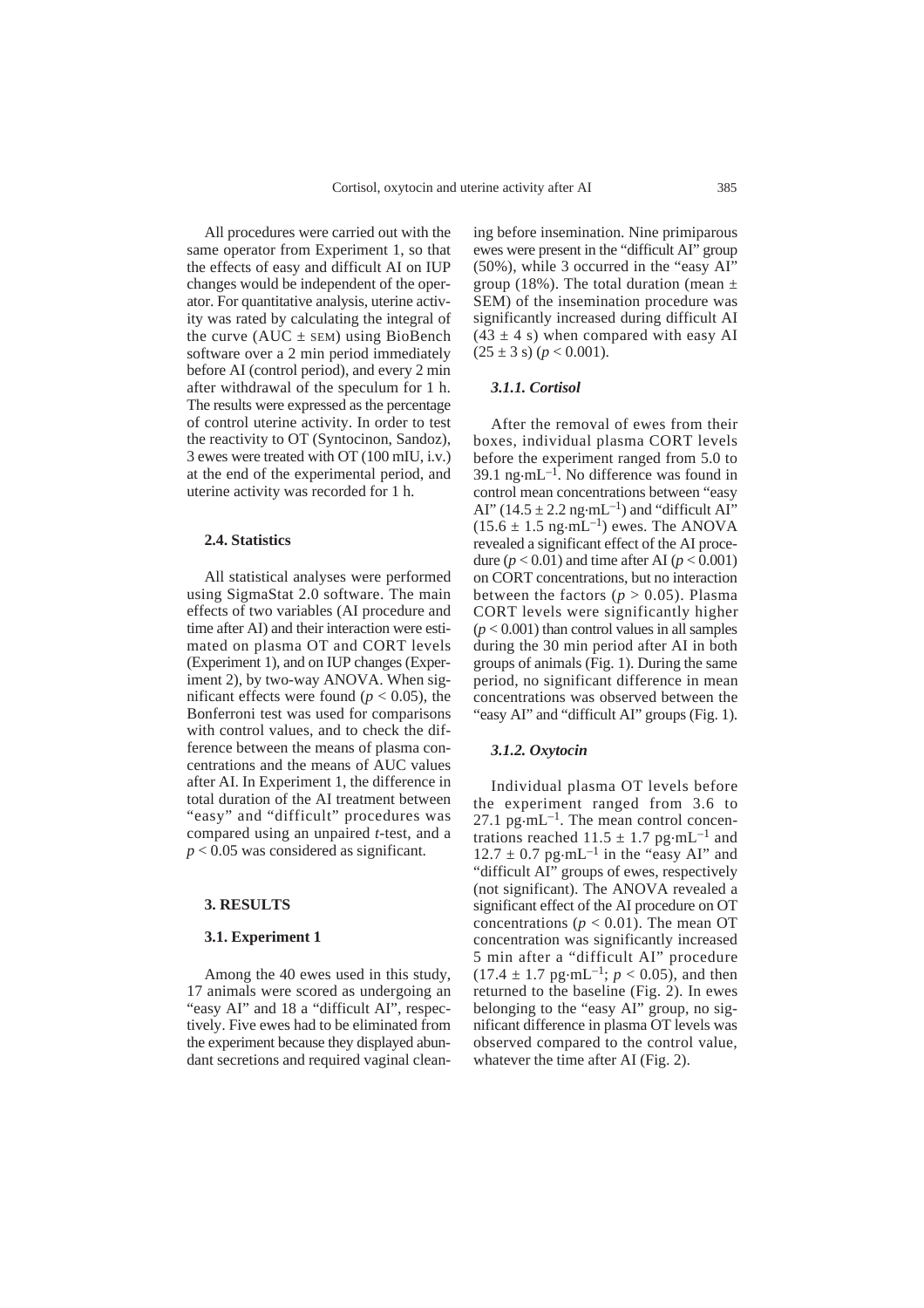All procedures were carried out with the same operator from Experiment 1, so that the effects of easy and difficult AI on IUP changes would be independent of the operator. For quantitative analysis, uterine activity was rated by calculating the integral of the curve (AUC ± SEM) using BioBench software over a 2 min period immediately before AI (control period), and every 2 min after withdrawal of the speculum for 1 h. The results were expressed as the percentage of control uterine activity. In order to test the reactivity to OT (Syntocinon, Sandoz), 3 ewes were treated with OT (100 mIU, i.v.) at the end of the experimental period, and uterine activity was recorded for 1 h.

### 2.4. Statistics

All statistical analyses were performed using SigmaStat 2.0 software. The main effects of two variables (AI procedure and time after AI) and their interaction were estimated on plasma OT and CORT levels (Experiment 1), and on IUP changes (Experiment 2), by two-way ANOVA. When significant effects were found ($p < 0.05$), the Bonferroni test was used for comparisons with control values, and to check the difference between the means of plasma concentrations and the means of AUC values after AI. In Experiment 1, the difference in total duration of the AI treatment between "easy" and "difficult" procedures was compared using an unpaired *t*-test, and a $p < 0.05$ was considered as significant.

## 3. RESULTS

### 3.1. Experiment 1

Among the 40 ewes used in this study, 17 animals were scored as undergoing an "easy AI" and 18 a "difficult AI", respectively. Five ewes had to be eliminated from the experiment because they displayed abundant secretions and required vaginal cleaning before insemination. Nine primiparous ewes were present in the "difficult AI" group (50%), while 3 occurred in the "easy AI" group (18%). The total duration (mean ± SEM) of the insemination procedure was significantly increased during difficult AI (43 ± 4 s) when compared with easy AI (25 ± 3 s) ($p < 0.001$).

#### *3.1.1. Cortisol*

After the removal of ewes from their boxes, individual plasma CORT levels before the experiment ranged from 5.0 to 39.1 $ng \cdot mL^{-1}$. No difference was found in control mean concentrations between "easy AI" (14.5 ± 2.2 $ng \cdot mL^{-1}$) and "difficult AI" (15.6 ± 1.5 $ng \cdot mL^{-1}$) ewes. The ANOVA revealed a significant effect of the AI procedure ($p < 0.01$) and time after AI ($p < 0.001$) on CORT concentrations, but no interaction between the factors ($p > 0.05$). Plasma CORT levels were significantly higher ($p < 0.001$) than control values in all samples during the 30 min period after AI in both groups of animals (Fig. 1). During the same period, no significant difference in mean concentrations was observed between the "easy AI" and "difficult AI" groups (Fig. 1).

#### *3.1.2. Oxytocin*

Individual plasma OT levels before the experiment ranged from 3.6 to 27.1 $pg \cdot mL^{-1}$. The mean control concentrations reached 11.5 ± 1.7 $pg \cdot mL^{-1}$ and 12.7 ± 0.7 $pg \cdot mL^{-1}$ in the "easy AI" and "difficult AI" groups of ewes, respectively (not significant). The ANOVA revealed a significant effect of the AI procedure on OT concentrations ($p < 0.01$). The mean OT concentration was significantly increased 5 min after a "difficult AI" procedure (17.4 ± 1.7 $pg \cdot mL^{-1}$; $p < 0.05$), and then returned to the baseline (Fig. 2). In ewes belonging to the "easy AI" group, no significant difference in plasma OT levels was observed compared to the control value, whatever the time after AI (Fig. 2).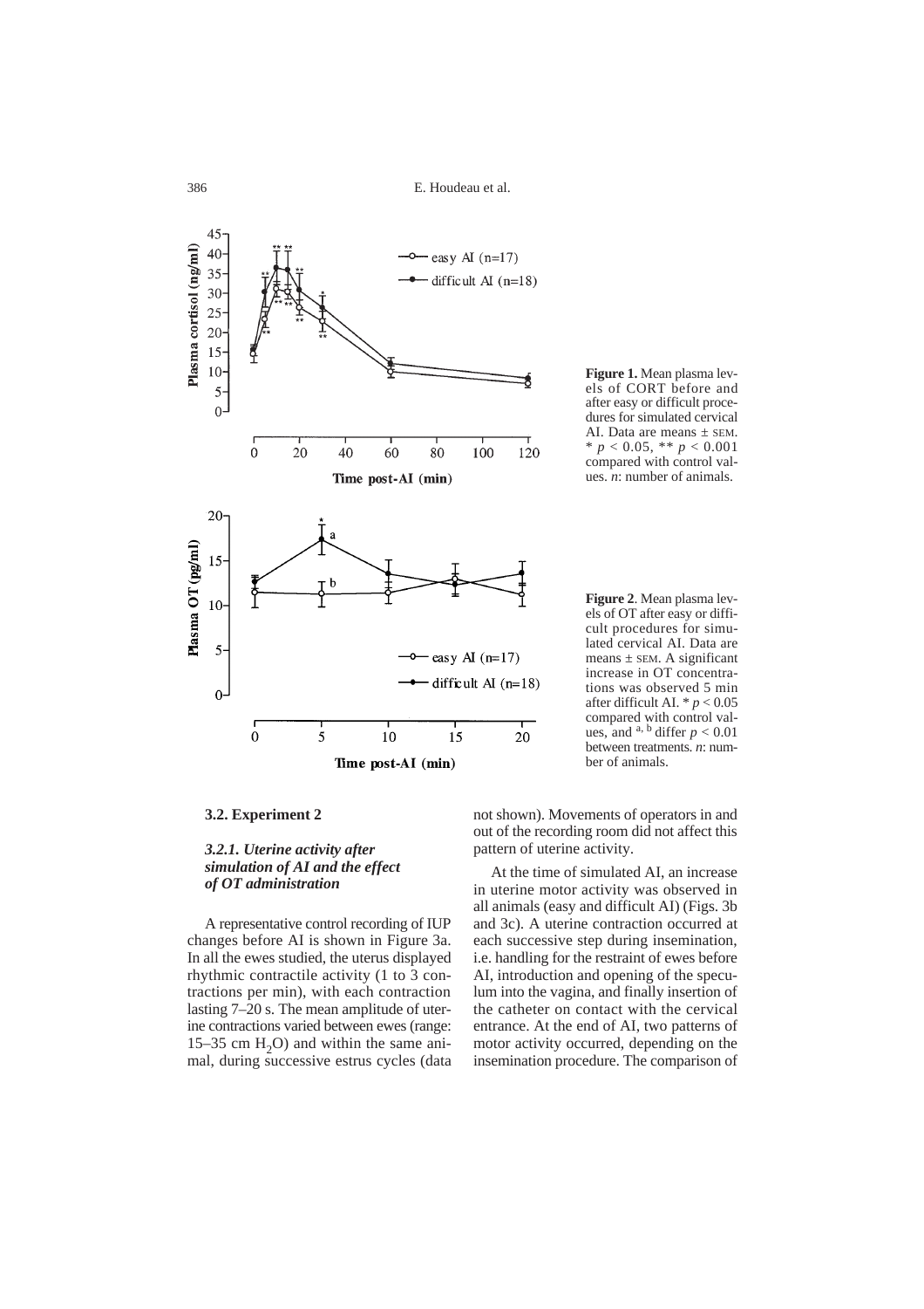**Figure 1.** Mean plasma levels of CORT before and after easy or difficult procedures for simulated cervical AI. Data are means ± SEM. * $p < 0.05$, ** $p < 0.001$ compared with control values. *n*: number of animals.

**Figure 2**. Mean plasma levels of OT after easy or difficult procedures for simulated cervical AI. Data are means ± SEM. A significant increase in OT concentrations was observed 5 min after difficult AI. * $p < 0.05$ compared with control values, and $^{a,\,b}$ differ $p < 0.01$ between treatments. *n*: number of animals.

### 3.2. Experiment 2

#### *3.2.1. Uterine activity after simulation of AI and the effect of OT administration*

A representative control recording of IUP changes before AI is shown in Figure 3a. In all the ewes studied, the uterus displayed rhythmic contractile activity (1 to 3 contractions per min), with each contraction lasting 7–20 s. The mean amplitude of uterine contractions varied between ewes (range: 15–35 cm $H_2O$) and within the same animal, during successive estrus cycles (data not shown). Movements of operators in and out of the recording room did not affect this pattern of uterine activity.

At the time of simulated AI, an increase in uterine motor activity was observed in all animals (easy and difficult AI) (Figs. 3b and 3c). A uterine contraction occurred at each successive step during insemination, i.e. handling for the restraint of ewes before AI, introduction and opening of the speculum into the vagina, and finally insertion of the catheter on contact with the cervical entrance. At the end of AI, two patterns of motor activity occurred, depending on the insemination procedure. The comparison of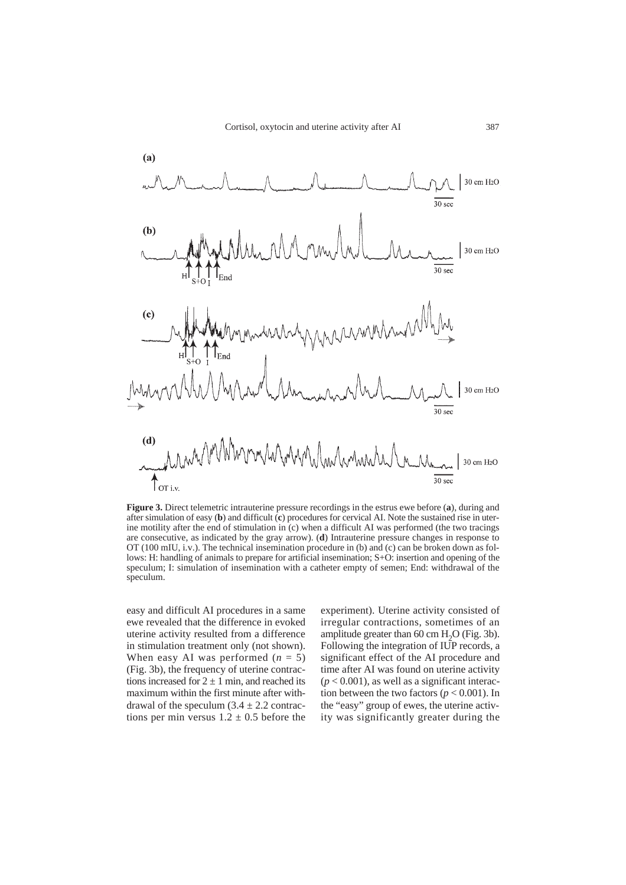**Figure 3.** Direct telemetric intrauterine pressure recordings in the estrus ewe before (**a**), during and after simulation of easy (**b**) and difficult (**c**) procedures for cervical AI. Note the sustained rise in uterine motility after the end of stimulation in (c) when a difficult AI was performed (the two tracings are consecutive, as indicated by the gray arrow). (**d**) Intrauterine pressure changes in response to OT (100 mIU, i.v.). The technical insemination procedure in (b) and (c) can be broken down as follows: H: handling of animals to prepare for artificial insemination; S+O: insertion and opening of the speculum; I: simulation of insemination with a catheter empty of semen; End: withdrawal of the speculum.

easy and difficult AI procedures in a same ewe revealed that the difference in evoked uterine activity resulted from a difference in stimulation treatment only (not shown). When easy AI was performed ($n = 5$) (Fig. 3b), the frequency of uterine contractions increased for $2 \pm 1$ min, and reached its maximum within the first minute after withdrawal of the speculum ($3.4 \pm 2.2$ contractions per min versus $1.2 \pm 0.5$ before the experiment). Uterine activity consisted of irregular contractions, sometimes of an amplitude greater than 60 cm $H_2O$ (Fig. 3b). Following the integration of IUP records, a significant effect of the AI procedure and time after AI was found on uterine activity ($p < 0.001$), as well as a significant interaction between the two factors ($p < 0.001$). In the "easy" group of ewes, the uterine activity was significantly greater during the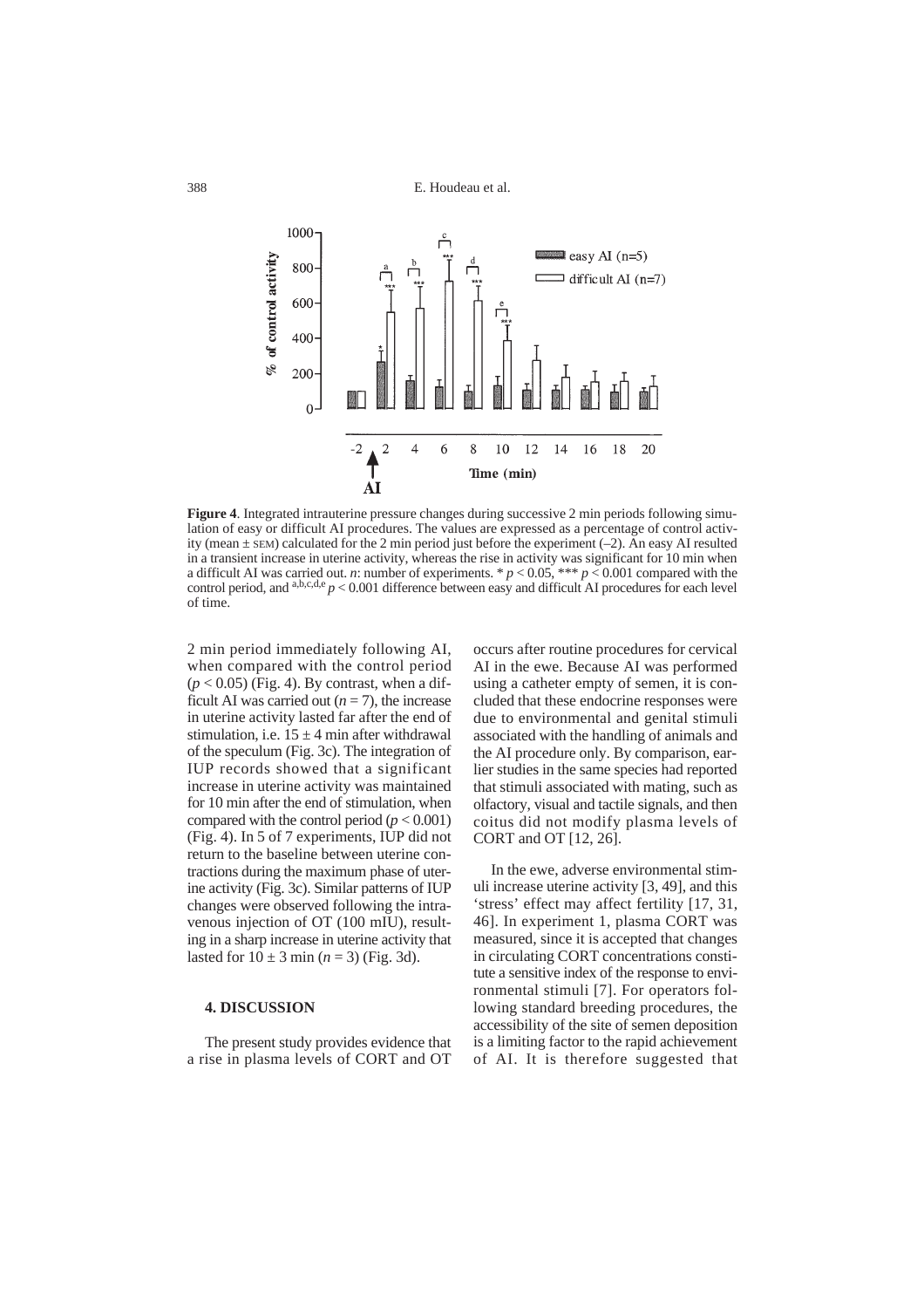**Figure 4**. Integrated intrauterine pressure changes during successive 2 min periods following simulation of easy or difficult AI procedures. The values are expressed as a percentage of control activity (mean ± SEM) calculated for the 2 min period just before the experiment (–2). An easy AI resulted in a transient increase in uterine activity, whereas the rise in activity was significant for 10 min when a difficult AI was carried out. *n*: number of experiments. * $p < 0.05$, *** $p < 0.001$ compared with the control period, and [a,b,c,d,e] $p < 0.001$ difference between easy and difficult AI procedures for each level of time.

2 min period immediately following AI, when compared with the control period ($p < 0.05$) (Fig. 4). By contrast, when a difficult AI was carried out ($n = 7$), the increase in uterine activity lasted far after the end of stimulation, i.e. $15 \pm 4$ min after withdrawal of the speculum (Fig. 3c). The integration of IUP records showed that a significant increase in uterine activity was maintained for 10 min after the end of stimulation, when compared with the control period ($p < 0.001$) (Fig. 4). In 5 of 7 experiments, IUP did not return to the baseline between uterine contractions during the maximum phase of uterine activity (Fig. 3c). Similar patterns of IUP changes were observed following the intravenous injection of OT (100 mIU), resulting in a sharp increase in uterine activity that lasted for $10 \pm 3$ min ($n = 3$) (Fig. 3d).

## 4. DISCUSSION

The present study provides evidence that a rise in plasma levels of CORT and OT occurs after routine procedures for cervical AI in the ewe. Because AI was performed using a catheter empty of semen, it is concluded that these endocrine responses were due to environmental and genital stimuli associated with the handling of animals and the AI procedure only. By comparison, earlier studies in the same species had reported that stimuli associated with mating, such as olfactory, visual and tactile signals, and then coitus did not modify plasma levels of CORT and OT [12, 26].

In the ewe, adverse environmental stimuli increase uterine activity [3, 49], and this 'stress' effect may affect fertility [17, 31, 46]. In experiment 1, plasma CORT was measured, since it is accepted that changes in circulating CORT concentrations constitute a sensitive index of the response to environmental stimuli [7]. For operators following standard breeding procedures, the accessibility of the site of semen deposition is a limiting factor to the rapid achievement of AI. It is therefore suggested that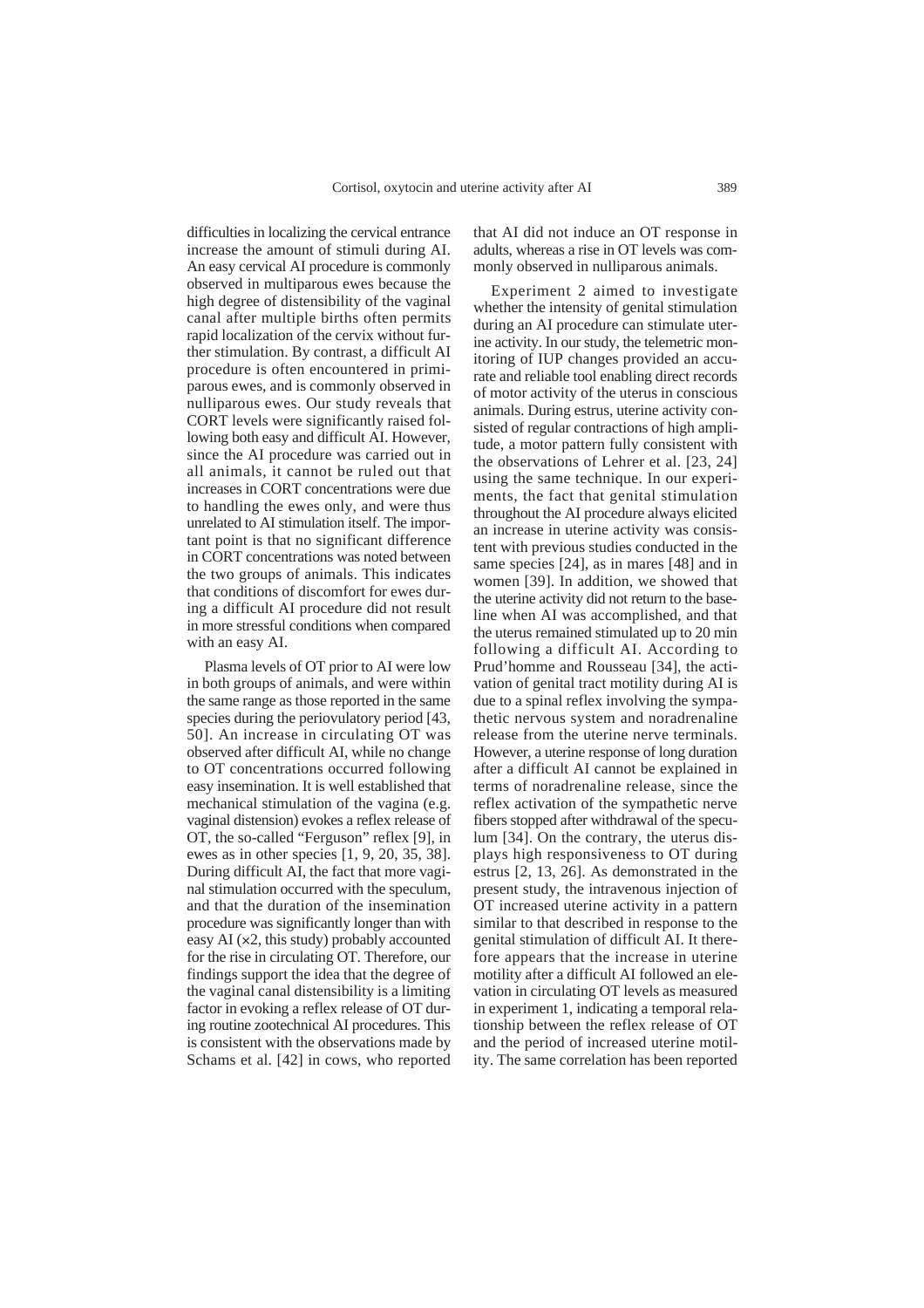difficulties in localizing the cervical entrance increase the amount of stimuli during AI. An easy cervical AI procedure is commonly observed in multiparous ewes because the high degree of distensibility of the vaginal canal after multiple births often permits rapid localization of the cervix without further stimulation. By contrast, a difficult AI procedure is often encountered in primiparous ewes, and is commonly observed in nulliparous ewes. Our study reveals that CORT levels were significantly raised following both easy and difficult AI. However, since the AI procedure was carried out in all animals, it cannot be ruled out that increases in CORT concentrations were due to handling the ewes only, and were thus unrelated to AI stimulation itself. The important point is that no significant difference in CORT concentrations was noted between the two groups of animals. This indicates that conditions of discomfort for ewes during a difficult AI procedure did not result in more stressful conditions when compared with an easy AI.

Plasma levels of OT prior to AI were low in both groups of animals, and were within the same range as those reported in the same species during the periovulatory period [43, 50]. An increase in circulating OT was observed after difficult AI, while no change to OT concentrations occurred following easy insemination. It is well established that mechanical stimulation of the vagina (e.g. vaginal distension) evokes a reflex release of OT, the so-called "Ferguson" reflex [9], in ewes as in other species [1, 9, 20, 35, 38]. During difficult AI, the fact that more vaginal stimulation occurred with the speculum, and that the duration of the insemination procedure was significantly longer than with easy AI (×2, this study) probably accounted for the rise in circulating OT. Therefore, our findings support the idea that the degree of the vaginal canal distensibility is a limiting factor in evoking a reflex release of OT during routine zootechnical AI procedures. This is consistent with the observations made by Schams et al. [42] in cows, who reported that AI did not induce an OT response in adults, whereas a rise in OT levels was commonly observed in nulliparous animals.

Experiment 2 aimed to investigate whether the intensity of genital stimulation during an AI procedure can stimulate uterine activity. In our study, the telemetric monitoring of IUP changes provided an accurate and reliable tool enabling direct records of motor activity of the uterus in conscious animals. During estrus, uterine activity consisted of regular contractions of high amplitude, a motor pattern fully consistent with the observations of Lehrer et al. [23, 24] using the same technique. In our experiments, the fact that genital stimulation throughout the AI procedure always elicited an increase in uterine activity was consistent with previous studies conducted in the same species [24], as in mares [48] and in women [39]. In addition, we showed that the uterine activity did not return to the baseline when AI was accomplished, and that the uterus remained stimulated up to 20 min following a difficult AI. According to Prud'homme and Rousseau [34], the activation of genital tract motility during AI is due to a spinal reflex involving the sympathetic nervous system and noradrenaline release from the uterine nerve terminals. However, a uterine response of long duration after a difficult AI cannot be explained in terms of noradrenaline release, since the reflex activation of the sympathetic nerve fibers stopped after withdrawal of the speculum [34]. On the contrary, the uterus displays high responsiveness to OT during estrus [2, 13, 26]. As demonstrated in the present study, the intravenous injection of OT increased uterine activity in a pattern similar to that described in response to the genital stimulation of difficult AI. It therefore appears that the increase in uterine motility after a difficult AI followed an elevation in circulating OT levels as measured in experiment 1, indicating a temporal relationship between the reflex release of OT and the period of increased uterine motility. The same correlation has been reported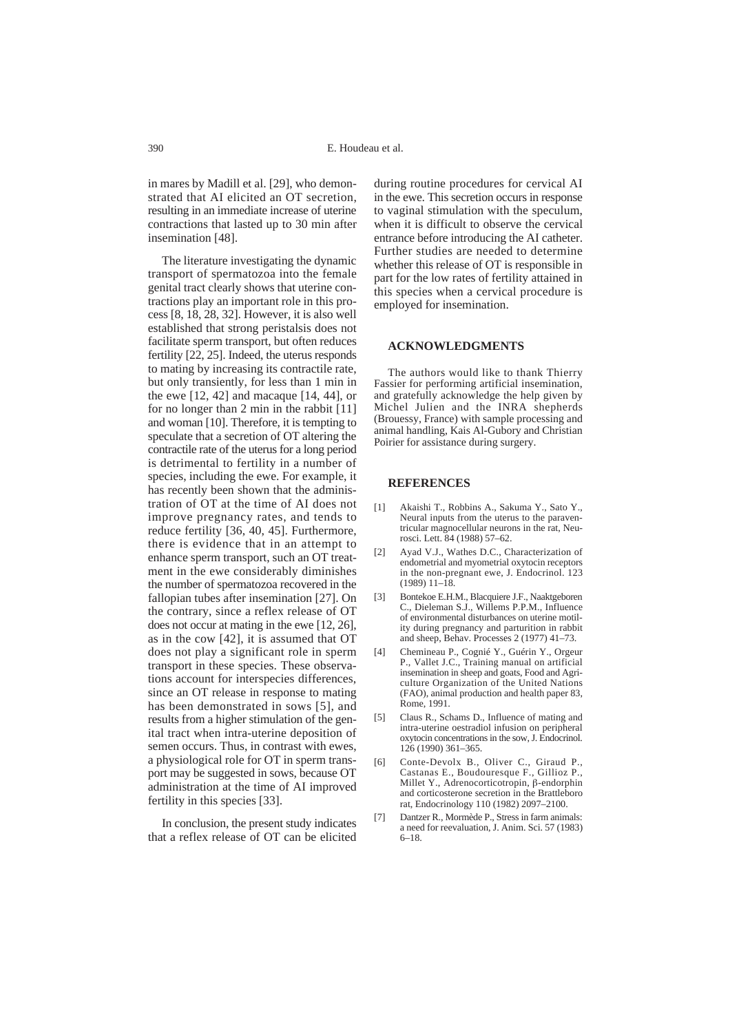in mares by Madill et al. [29], who demonstrated that AI elicited an OT secretion, resulting in an immediate increase of uterine contractions that lasted up to 30 min after insemination [48].

The literature investigating the dynamic transport of spermatozoa into the female genital tract clearly shows that uterine contractions play an important role in this process [8, 18, 28, 32]. However, it is also well established that strong peristalsis does not facilitate sperm transport, but often reduces fertility [22, 25]. Indeed, the uterus responds to mating by increasing its contractile rate, but only transiently, for less than 1 min in the ewe [12, 42] and macaque [14, 44], or for no longer than 2 min in the rabbit [11] and woman [10]. Therefore, it is tempting to speculate that a secretion of OT altering the contractile rate of the uterus for a long period is detrimental to fertility in a number of species, including the ewe. For example, it has recently been shown that the administration of OT at the time of AI does not improve pregnancy rates, and tends to reduce fertility [36, 40, 45]. Furthermore, there is evidence that in an attempt to enhance sperm transport, such an OT treatment in the ewe considerably diminishes the number of spermatozoa recovered in the fallopian tubes after insemination [27]. On the contrary, since a reflex release of OT does not occur at mating in the ewe [12, 26], as in the cow [42], it is assumed that OT does not play a significant role in sperm transport in these species. These observations account for interspecies differences, since an OT release in response to mating has been demonstrated in sows [5], and results from a higher stimulation of the genital tract when intra-uterine deposition of semen occurs. Thus, in contrast with ewes, a physiological role for OT in sperm transport may be suggested in sows, because OT administration at the time of AI improved fertility in this species [33].

In conclusion, the present study indicates that a reflex release of OT can be elicited during routine procedures for cervical AI in the ewe. This secretion occurs in response to vaginal stimulation with the speculum, when it is difficult to observe the cervical entrance before introducing the AI catheter. Further studies are needed to determine whether this release of OT is responsible in part for the low rates of fertility attained in this species when a cervical procedure is employed for insemination.

## ACKNOWLEDGMENTS

The authors would like to thank Thierry Fassier for performing artificial insemination, and gratefully acknowledge the help given by Michel Julien and the INRA shepherds (Brouessy, France) with sample processing and animal handling, Kais Al-Gubory and Christian Poirier for assistance during surgery.

## REFERENCES

[1] Akaishi T., Robbins A., Sakuma Y., Sato Y., Neural inputs from the uterus to the paraventricular magnocellular neurons in the rat, Neurosci. Lett. 84 (1988) 57–62.

[2] Ayad V.J., Wathes D.C., Characterization of endometrial and myometrial oxytocin receptors in the non-pregnant ewe, J. Endocrinol. 123 (1989) 11–18.

[3] Bontekoe E.H.M., Blacquiere J.F., Naaktgeboren C., Dieleman S.J., Willems P.P.M., Influence of environmental disturbances on uterine motility during pregnancy and parturition in rabbit and sheep, Behav. Processes 2 (1977) 41–73.

[4] Chemineau P., Cognié Y., Guérin Y., Orgeur P., Vallet J.C., Training manual on artificial insemination in sheep and goats, Food and Agriculture Organization of the United Nations (FAO), animal production and health paper 83, Rome, 1991.

[5] Claus R., Schams D., Influence of mating and intra-uterine oestradiol infusion on peripheral oxytocin concentrations in the sow, J. Endocrinol. 126 (1990) 361–365.

[6] Conte-Devolx B., Oliver C., Giraud P., Castanas E., Boudouresque F., Gillioz P., Millet Y., Adrenocorticotropin, β-endorphin and corticosterone secretion in the Brattleboro rat, Endocrinology 110 (1982) 2097–2100.

[7] Dantzer R., Mormède P., Stress in farm animals: a need for reevaluation, J. Anim. Sci. 57 (1983) 6–18.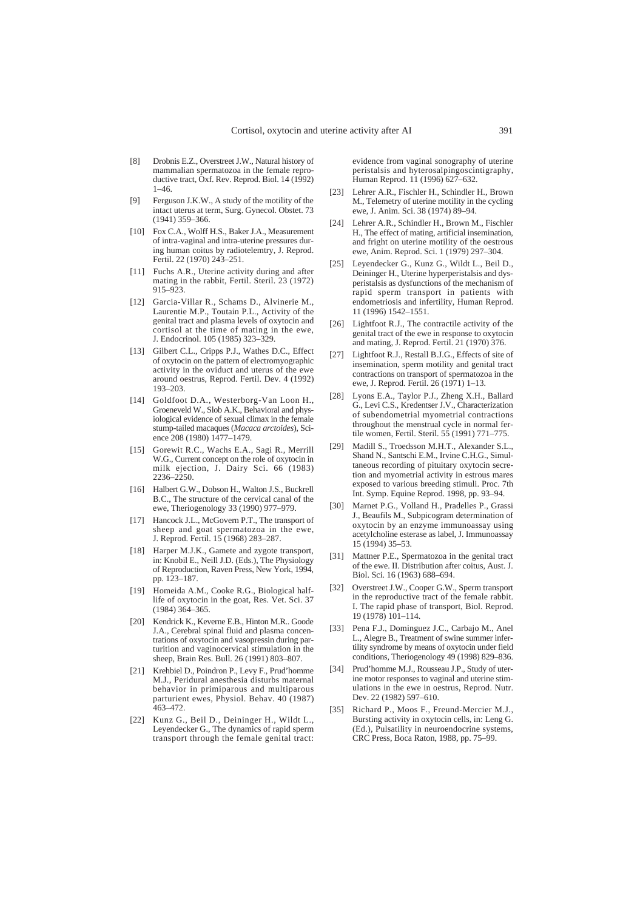[8] Drobnis E.Z., Overstreet J.W., Natural history of mammalian spermatozoa in the female reproductive tract, Oxf. Rev. Reprod. Biol. 14 (1992) 1–46.

[9] Ferguson J.K.W., A study of the motility of the intact uterus at term, Surg. Gynecol. Obstet. 73 (1941) 359–366.

[10] Fox C.A., Wolff H.S., Baker J.A., Measurement of intra-vaginal and intra-uterine pressures during human coitus by radiotelemtry, J. Reprod. Fertil. 22 (1970) 243–251.

[11] Fuchs A.R., Uterine activity during and after mating in the rabbit, Fertil. Steril. 23 (1972) 915–923.

[12] Garcia-Villar R., Schams D., Alvinerie M., Laurentie M.P., Toutain P.L., Activity of the genital tract and plasma levels of oxytocin and cortisol at the time of mating in the ewe, J. Endocrinol. 105 (1985) 323–329.

[13] Gilbert C.L., Cripps P.J., Wathes D.C., Effect of oxytocin on the pattern of electromyographic activity in the oviduct and uterus of the ewe around oestrus, Reprod. Fertil. Dev. 4 (1992) 193–203.

[14] Goldfoot D.A., Westerborg-Van Loon H., Groeneveld W., Slob A.K., Behavioral and physiological evidence of sexual climax in the female stump-tailed macaques (*Macaca arctoides*), Science 208 (1980) 1477–1479.

[15] Gorewit R.C., Wachs E.A., Sagi R., Merrill W.G., Current concept on the role of oxytocin in milk ejection, J. Dairy Sci. 66 (1983) 2236–2250.

[16] Halbert G.W., Dobson H., Walton J.S., Buckrell B.C., The structure of the cervical canal of the ewe, Theriogenology 33 (1990) 977–979.

[17] Hancock J.L., McGovern P.T., The transport of sheep and goat spermatozoa in the ewe, J. Reprod. Fertil. 15 (1968) 283–287.

[18] Harper M.J.K., Gamete and zygote transport, in: Knobil E., Neill J.D. (Eds.), The Physiology of Reproduction, Raven Press, New York, 1994, pp. 123–187.

[19] Homeida A.M., Cooke R.G., Biological half-life of oxytocin in the goat, Res. Vet. Sci. 37 (1984) 364–365.

[20] Kendrick K., Keverne E.B., Hinton M.R.. Goode J.A., Cerebral spinal fluid and plasma concentrations of oxytocin and vasopressin during parturition and vaginocervical stimulation in the sheep, Brain Res. Bull. 26 (1991) 803–807.

[21] Krehbiel D., Poindron P., Levy F., Prud'homme M.J., Peridural anesthesia disturbs maternal behavior in primiparous and multiparous parturient ewes, Physiol. Behav. 40 (1987) 463–472.

[22] Kunz G., Beil D., Deininger H., Wildt L., Leyendecker G., The dynamics of rapid sperm transport through the female genital tract: evidence from vaginal sonography of uterine peristalsis and hyterosalpingoscintigraphy, Human Reprod. 11 (1996) 627–632.

[23] Lehrer A.R., Fischler H., Schindler H., Brown M., Telemetry of uterine motility in the cycling ewe, J. Anim. Sci. 38 (1974) 89–94.

[24] Lehrer A.R., Schindler H., Brown M., Fischler H., The effect of mating, artificial insemination, and fright on uterine motility of the oestrous ewe, Anim. Reprod. Sci. 1 (1979) 297–304.

[25] Leyendecker G., Kunz G., Wildt L., Beil D., Deininger H., Uterine hyperperistalsis and dysperistalsis as dysfunctions of the mechanism of rapid sperm transport in patients with endometriosis and infertility, Human Reprod. 11 (1996) 1542–1551.

[26] Lightfoot R.J., The contractile activity of the genital tract of the ewe in response to oxytocin and mating, J. Reprod. Fertil. 21 (1970) 376.

[27] Lightfoot R.J., Restall B.J.G., Effects of site of insemination, sperm motility and genital tract contractions on transport of spermatozoa in the ewe, J. Reprod. Fertil. 26 (1971) 1–13.

[28] Lyons E.A., Taylor P.J., Zheng X.H., Ballard G., Levi C.S., Kredentser J.V., Characterization of subendometrial myometrial contractions throughout the menstrual cycle in normal fertile women, Fertil. Steril. 55 (1991) 771–775.

[29] Madill S., Troedsson M.H.T., Alexander S.L., Shand N., Santschi E.M., Irvine C.H.G., Simultaneous recording of pituitary oxytocin secretion and myometrial activity in estrous mares exposed to various breeding stimuli. Proc. 7th Int. Symp. Equine Reprod. 1998, pp. 93–94.

[30] Marnet P.G., Volland H., Pradelles P., Grassi J., Beaufils M., Subpicogram determination of oxytocin by an enzyme immunoassay using acetylcholine esterase as label, J. Immunoassay 15 (1994) 35–53.

[31] Mattner P.E., Spermatozoa in the genital tract of the ewe. II. Distribution after coitus, Aust. J. Biol. Sci. 16 (1963) 688–694.

[32] Overstreet J.W., Cooper G.W., Sperm transport in the reproductive tract of the female rabbit. I. The rapid phase of transport, Biol. Reprod. 19 (1978) 101–114.

[33] Pena F.J., Dominguez J.C., Carbajo M., Anel L., Alegre B., Treatment of swine summer infertility syndrome by means of oxytocin under field conditions, Theriogenology 49 (1998) 829–836.

[34] Prud'homme M.J., Rousseau J.P., Study of uterine motor responses to vaginal and uterine stimulations in the ewe in oestrus, Reprod. Nutr. Dev. 22 (1982) 597–610.

[35] Richard P., Moos F., Freund-Mercier M.J., Bursting activity in oxytocin cells, in: Leng G. (Ed.), Pulsatility in neuroendocrine systems, CRC Press, Boca Raton, 1988, pp. 75–99.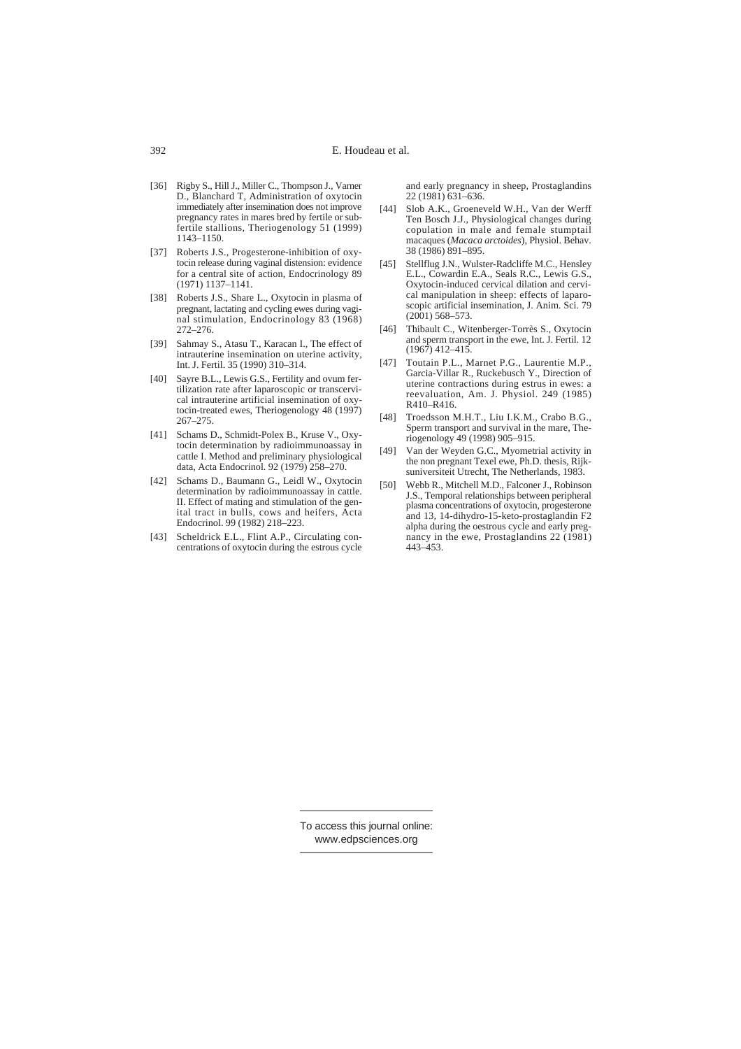[36] Rigby S., Hill J., Miller C., Thompson J., Varner D., Blanchard T, Administration of oxytocin immediately after insemination does not improve pregnancy rates in mares bred by fertile or subfertile stallions, Theriogenology 51 (1999) 1143–1150.

[37] Roberts J.S., Progesterone-inhibition of oxytocin release during vaginal distension: evidence for a central site of action, Endocrinology 89 (1971) 1137–1141.

[38] Roberts J.S., Share L., Oxytocin in plasma of pregnant, lactating and cycling ewes during vaginal stimulation, Endocrinology 83 (1968) 272–276.

[39] Sahmay S., Atasu T., Karacan I., The effect of intrauterine insemination on uterine activity, Int. J. Fertil. 35 (1990) 310–314.

[40] Sayre B.L., Lewis G.S., Fertility and ovum fertilization rate after laparoscopic or transcervical intrauterine artificial insemination of oxytocin-treated ewes, Theriogenology 48 (1997) 267–275.

[41] Schams D., Schmidt-Polex B., Kruse V., Oxytocin determination by radioimmunoassay in cattle I. Method and preliminary physiological data, Acta Endocrinol. 92 (1979) 258–270.

[42] Schams D., Baumann G., Leidl W., Oxytocin determination by radioimmunoassay in cattle. II. Effect of mating and stimulation of the genital tract in bulls, cows and heifers, Acta Endocrinol. 99 (1982) 218–223.

[43] Scheldrick E.L., Flint A.P., Circulating concentrations of oxytocin during the estrous cycle and early pregnancy in sheep, Prostaglandins 22 (1981) 631–636.

[44] Slob A.K., Groeneveld W.H., Van der Werff Ten Bosch J.J., Physiological changes during copulation in male and female stumptail macaques (*Macaca arctoides*), Physiol. Behav. 38 (1986) 891–895.

[45] Stellflug J.N., Wulster-Radcliffe M.C., Hensley E.L., Cowardin E.A., Seals R.C., Lewis G.S., Oxytocin-induced cervical dilation and cervical manipulation in sheep: effects of laparoscopic artificial insemination, J. Anim. Sci. 79 (2001) 568–573.

[46] Thibault C., Witenberger-Torrès S., Oxytocin and sperm transport in the ewe, Int. J. Fertil. 12 (1967) 412–415.

[47] Toutain P.L., Marnet P.G., Laurentie M.P., Garcia-Villar R., Ruckebusch Y., Direction of uterine contractions during estrus in ewes: a reevaluation, Am. J. Physiol. 249 (1985) R410–R416.

[48] Troedsson M.H.T., Liu I.K.M., Crabo B.G., Sperm transport and survival in the mare, Theriogenology 49 (1998) 905–915.

[49] Van der Weyden G.C., Myometrial activity in the non pregnant Texel ewe, Ph.D. thesis, Rijksuniversiteit Utrecht, The Netherlands, 1983.

[50] Webb R., Mitchell M.D., Falconer J., Robinson J.S., Temporal relationships between peripheral plasma concentrations of oxytocin, progesterone and 13, 14-dihydro-15-keto-prostaglandin F2 alpha during the oestrous cycle and early pregnancy in the ewe, Prostaglandins 22 (1981) 443–453.

To access this journal online:
www.edpsciences.org